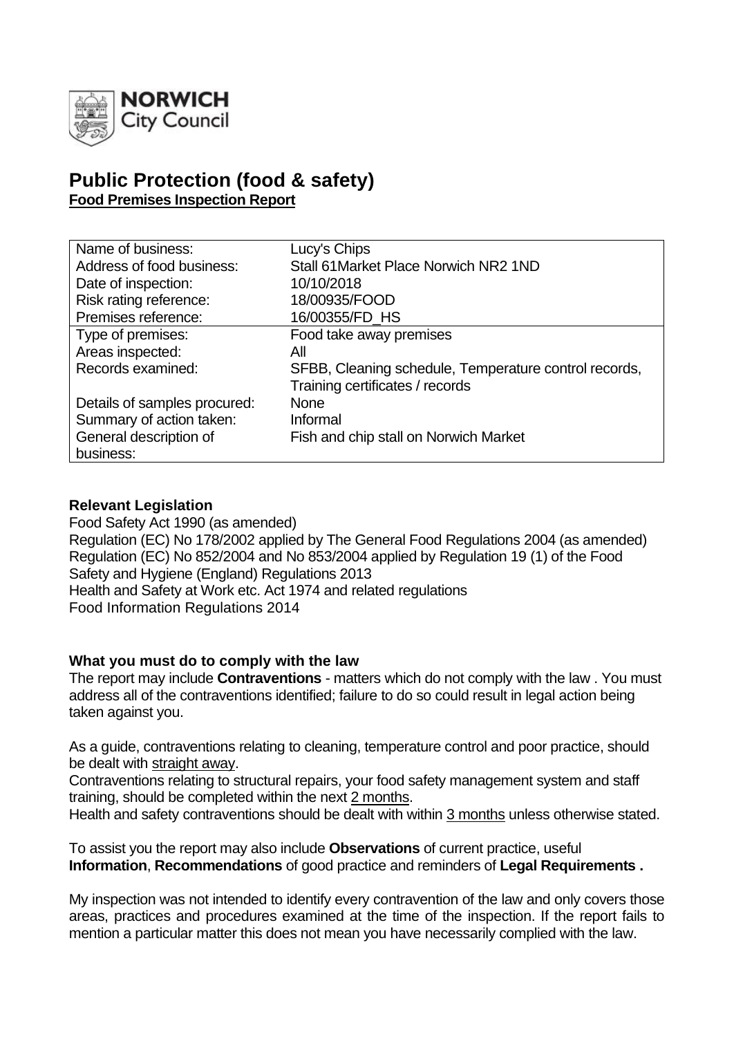# Public Protection (food & safety)

**Food Premises Inspection Report**

| | |
|---|---|
| Name of business: | Lucy's Chips |
| Address of food business: | Stall 61Market Place Norwich NR2 1ND |
| Date of inspection: | 10/10/2018 |
| Risk rating reference: | 18/00935/FOOD |
| Premises reference: | 16/00355/FD_HS |
| Type of premises: | Food take away premises |
| Areas inspected: | All |
| Records examined: | SFBB, Cleaning schedule, Temperature control records, Training certificates / records |
| Details of samples procured: | None |
| Summary of action taken: | Informal |
| General description of business: | Fish and chip stall on Norwich Market |

## Relevant Legislation

Food Safety Act 1990 (as amended)
Regulation (EC) No 178/2002 applied by The General Food Regulations 2004 (as amended)
Regulation (EC) No 852/2004 and No 853/2004 applied by Regulation 19 (1) of the Food Safety and Hygiene (England) Regulations 2013
Health and Safety at Work etc. Act 1974 and related regulations
Food Information Regulations 2014

## What you must do to comply with the law

The report may include **Contraventions** - matters which do not comply with the law . You must address all of the contraventions identified; failure to do so could result in legal action being taken against you.

As a guide, contraventions relating to cleaning, temperature control and poor practice, should be dealt with straight away.
Contraventions relating to structural repairs, your food safety management system and staff training, should be completed within the next 2 months.
Health and safety contraventions should be dealt with within 3 months unless otherwise stated.

To assist you the report may also include **Observations** of current practice, useful **Information**, **Recommendations** of good practice and reminders of **Legal Requirements .**

My inspection was not intended to identify every contravention of the law and only covers those areas, practices and procedures examined at the time of the inspection. If the report fails to mention a particular matter this does not mean you have necessarily complied with the law.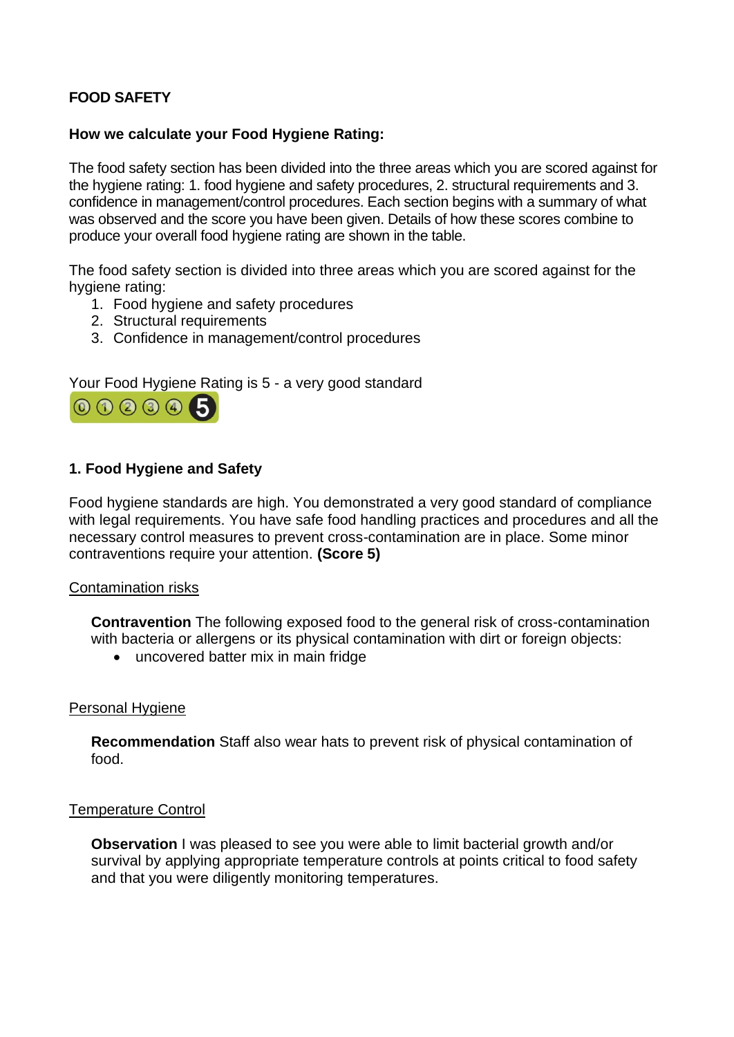**FOOD SAFETY**

**How we calculate your Food Hygiene Rating:**

The food safety section has been divided into the three areas which you are scored against for the hygiene rating: 1. food hygiene and safety procedures, 2. structural requirements and 3. confidence in management/control procedures. Each section begins with a summary of what was observed and the score you have been given. Details of how these scores combine to produce your overall food hygiene rating are shown in the table.

The food safety section is divided into three areas which you are scored against for the hygiene rating:

1. Food hygiene and safety procedures
2. Structural requirements
3. Confidence in management/control procedures

Your Food Hygiene Rating is 5 - a very good standard

**1. Food Hygiene and Safety**

Food hygiene standards are high. You demonstrated a very good standard of compliance with legal requirements. You have safe food handling practices and procedures and all the necessary control measures to prevent cross-contamination are in place. Some minor contraventions require your attention. **(Score 5)**

Contamination risks

**Contravention** The following exposed food to the general risk of cross-contamination with bacteria or allergens or its physical contamination with dirt or foreign objects:

- uncovered batter mix in main fridge

Personal Hygiene

**Recommendation** Staff also wear hats to prevent risk of physical contamination of food.

Temperature Control

**Observation** I was pleased to see you were able to limit bacterial growth and/or survival by applying appropriate temperature controls at points critical to food safety and that you were diligently monitoring temperatures.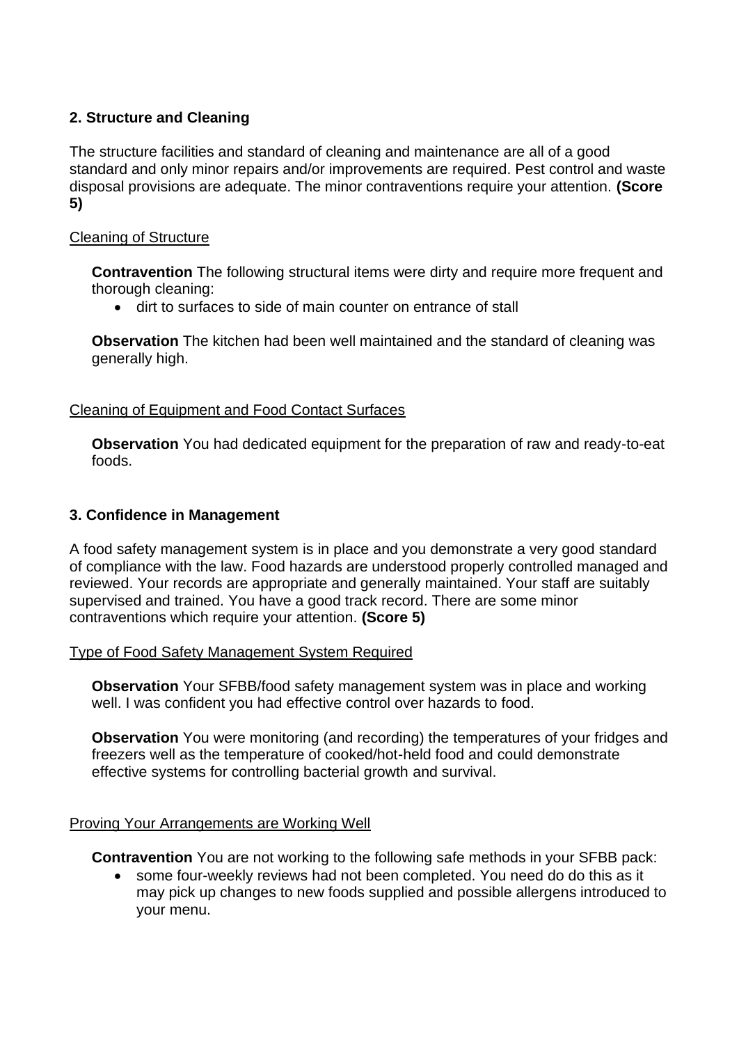## 2. Structure and Cleaning

The structure facilities and standard of cleaning and maintenance are all of a good standard and only minor repairs and/or improvements are required. Pest control and waste disposal provisions are adequate. The minor contraventions require your attention. **(Score 5)**

### Cleaning of Structure

**Contravention** The following structural items were dirty and require more frequent and thorough cleaning:

- dirt to surfaces to side of main counter on entrance of stall

**Observation** The kitchen had been well maintained and the standard of cleaning was generally high.

### Cleaning of Equipment and Food Contact Surfaces

**Observation** You had dedicated equipment for the preparation of raw and ready-to-eat foods.

## 3. Confidence in Management

A food safety management system is in place and you demonstrate a very good standard of compliance with the law. Food hazards are understood properly controlled managed and reviewed. Your records are appropriate and generally maintained. Your staff are suitably supervised and trained. You have a good track record. There are some minor contraventions which require your attention. **(Score 5)**

### Type of Food Safety Management System Required

**Observation** Your SFBB/food safety management system was in place and working well. I was confident you had effective control over hazards to food.

**Observation** You were monitoring (and recording) the temperatures of your fridges and freezers well as the temperature of cooked/hot-held food and could demonstrate effective systems for controlling bacterial growth and survival.

### Proving Your Arrangements are Working Well

**Contravention** You are not working to the following safe methods in your SFBB pack:

- some four-weekly reviews had not been completed. You need do do this as it may pick up changes to new foods supplied and possible allergens introduced to your menu.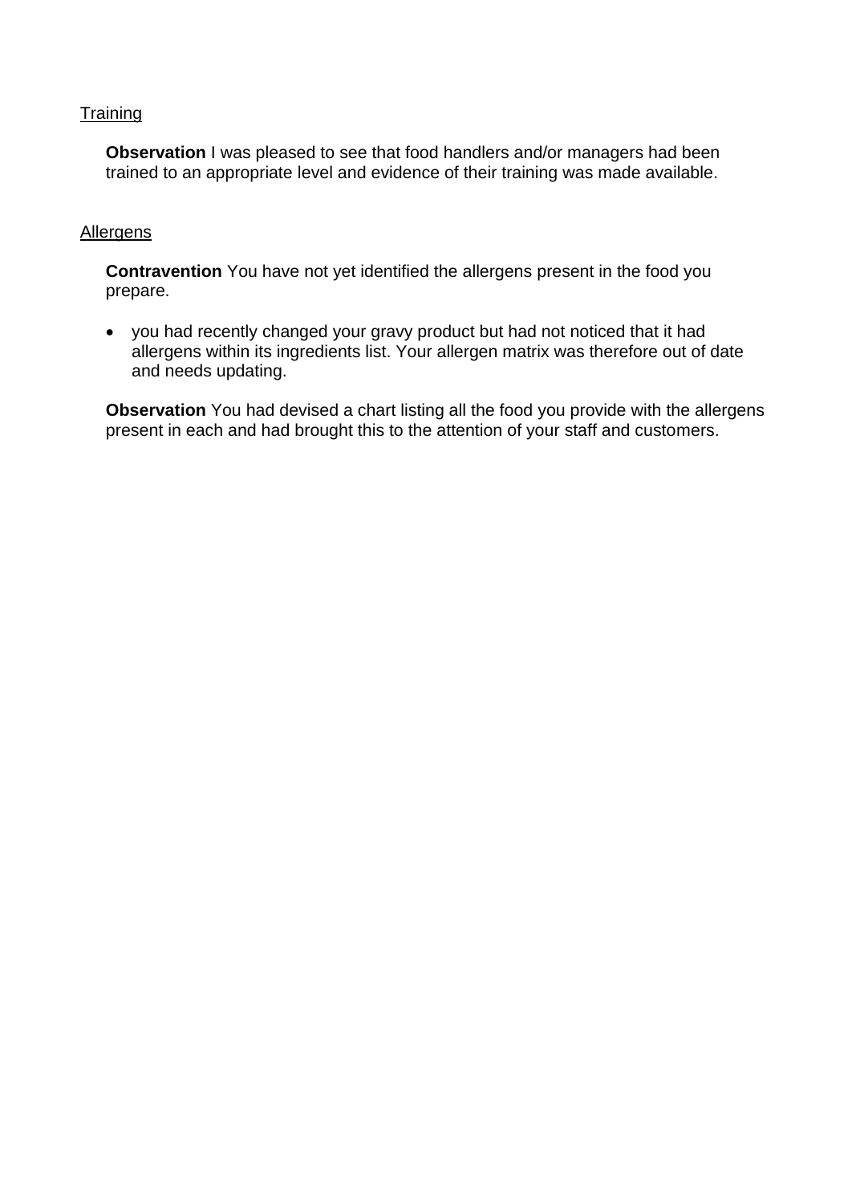<u>Training</u>

**Observation** I was pleased to see that food handlers and/or managers had been trained to an appropriate level and evidence of their training was made available.

<u>Allergens</u>

**Contravention** You have not yet identified the allergens present in the food you prepare.

- you had recently changed your gravy product but had not noticed that it had allergens within its ingredients list. Your allergen matrix was therefore out of date and needs updating.

**Observation** You had devised a chart listing all the food you provide with the allergens present in each and had brought this to the attention of your staff and customers.